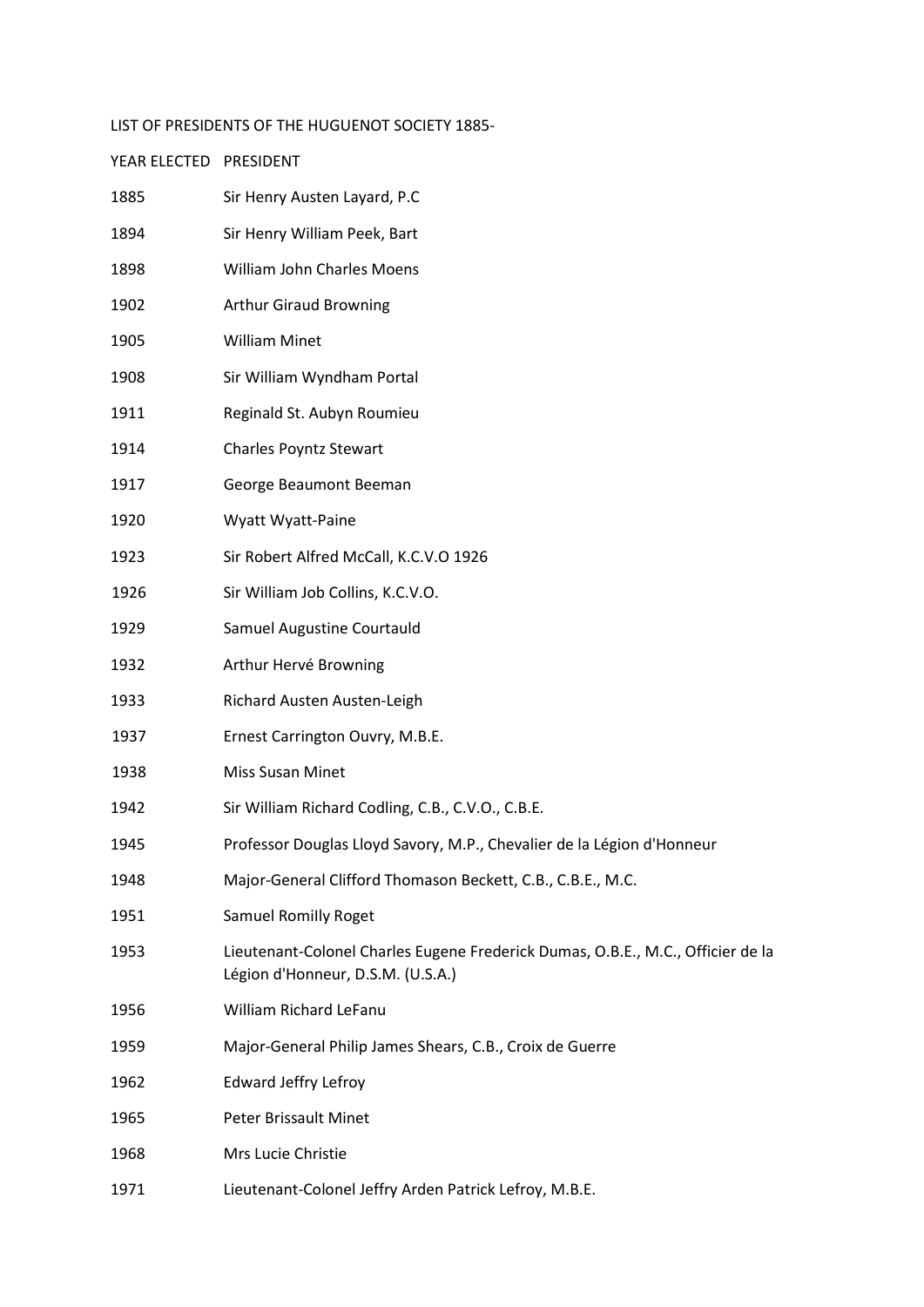LIST OF PRESIDENTS OF THE HUGUENOT SOCIETY 1885-

| YEAR ELECTED | PRESIDENT |
| --- | --- |
| 1885 | Sir Henry Austen Layard, P.C |
| 1894 | Sir Henry William Peek, Bart |
| 1898 | William John Charles Moens |
| 1902 | Arthur Giraud Browning |
| 1905 | William Minet |
| 1908 | Sir William Wyndham Portal |
| 1911 | Reginald St. Aubyn Roumieu |
| 1914 | Charles Poyntz Stewart |
| 1917 | George Beaumont Beeman |
| 1920 | Wyatt Wyatt-Paine |
| 1923 | Sir Robert Alfred McCall, K.C.V.O 1926 |
| 1926 | Sir William Job Collins, K.C.V.O. |
| 1929 | Samuel Augustine Courtauld |
| 1932 | Arthur Hervé Browning |
| 1933 | Richard Austen Austen-Leigh |
| 1937 | Ernest Carrington Ouvry, M.B.E. |
| 1938 | Miss Susan Minet |
| 1942 | Sir William Richard Codling, C.B., C.V.O., C.B.E. |
| 1945 | Professor Douglas Lloyd Savory, M.P., Chevalier de la Légion d'Honneur |
| 1948 | Major-General Clifford Thomason Beckett, C.B., C.B.E., M.C. |
| 1951 | Samuel Romilly Roget |
| 1953 | Lieutenant-Colonel Charles Eugene Frederick Dumas, O.B.E., M.C., Officier de la Légion d'Honneur, D.S.M. (U.S.A.) |
| 1956 | William Richard LeFanu |
| 1959 | Major-General Philip James Shears, C.B., Croix de Guerre |
| 1962 | Edward Jeffry Lefroy |
| 1965 | Peter Brissault Minet |
| 1968 | Mrs Lucie Christie |
| 1971 | Lieutenant-Colonel Jeffry Arden Patrick Lefroy, M.B.E. |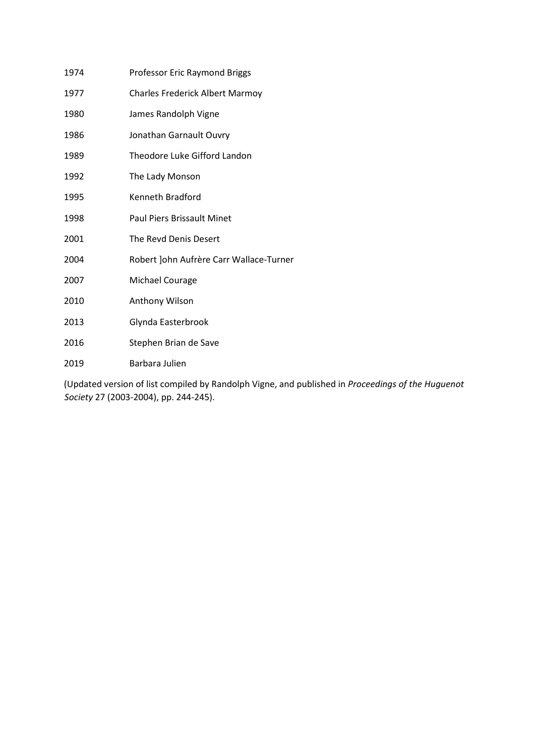| | |
|---|---|
| 1974 | Professor Eric Raymond Briggs |
| 1977 | Charles Frederick Albert Marmoy |
| 1980 | James Randolph Vigne |
| 1986 | Jonathan Garnault Ouvry |
| 1989 | Theodore Luke Gifford Landon |
| 1992 | The Lady Monson |
| 1995 | Kenneth Bradford |
| 1998 | Paul Piers Brissault Minet |
| 2001 | The Revd Denis Desert |
| 2004 | Robert ]ohn Aufrère Carr Wallace-Turner |
| 2007 | Michael Courage |
| 2010 | Anthony Wilson |
| 2013 | Glynda Easterbrook |
| 2016 | Stephen Brian de Save |
| 2019 | Barbara Julien |

(Updated version of list compiled by Randolph Vigne, and published in *Proceedings of the Huguenot Society* 27 (2003-2004), pp. 244-245).